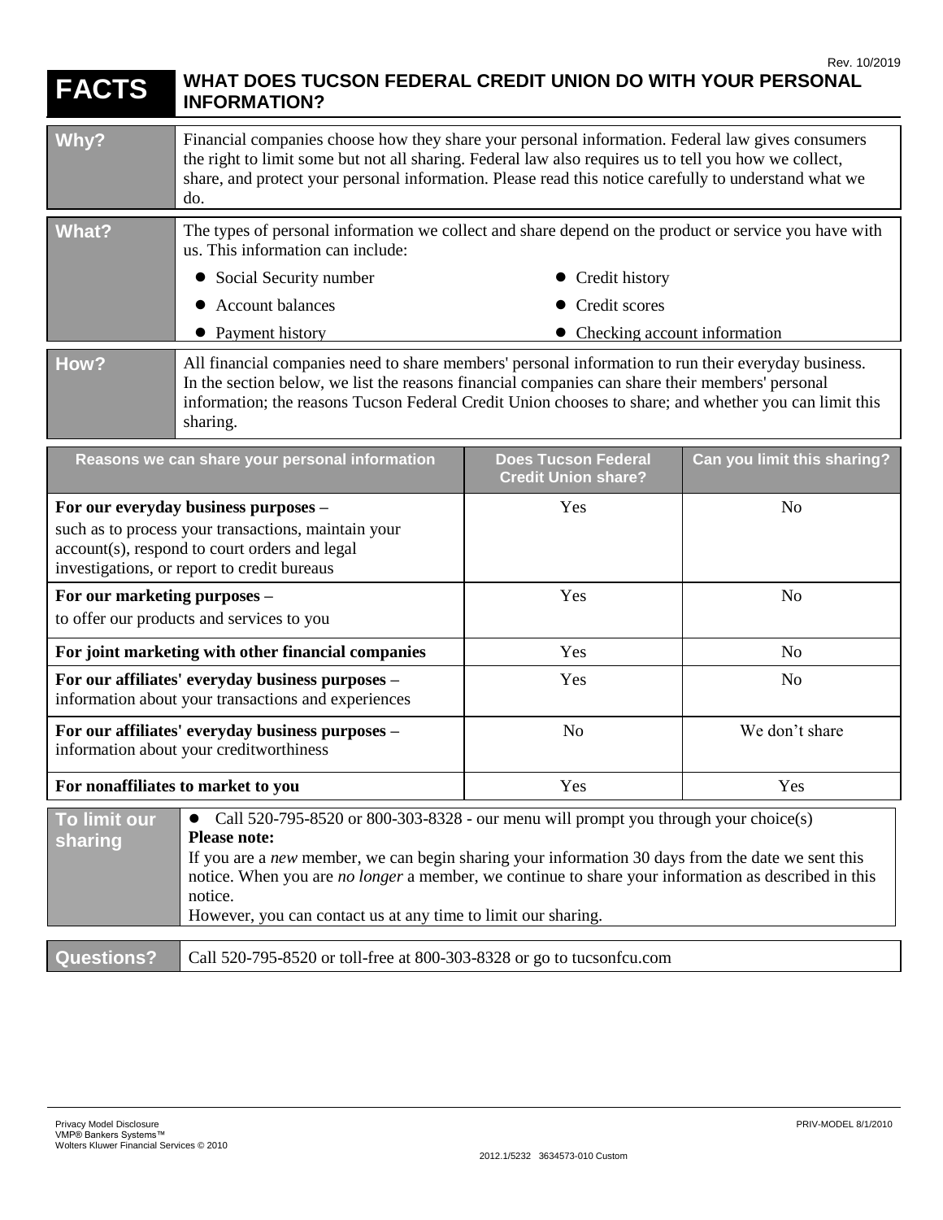Rev. 10/2019

# FACTS — WHAT DOES TUCSON FEDERAL CREDIT UNION DO WITH YOUR PERSONAL INFORMATION?

| | |
|---|---|
| **Why?** | Financial companies choose how they share your personal information. Federal law gives consumers the right to limit some but not all sharing. Federal law also requires us to tell you how we collect, share, and protect your personal information. Please read this notice carefully to understand what we do. |
| **What?** | The types of personal information we collect and share depend on the product or service you have with us. This information can include:<br>• Social Security number<br>• Account balances<br>• Payment history<br>• Credit history<br>• Credit scores<br>• Checking account information |
| **How?** | All financial companies need to share members' personal information to run their everyday business. In the section below, we list the reasons financial companies can share their members' personal information; the reasons Tucson Federal Credit Union chooses to share; and whether you can limit this sharing. |

| Reasons we can share your personal information | Does Tucson Federal Credit Union share? | Can you limit this sharing? |
|---|---|---|
| **For our everyday business purposes –** such as to process your transactions, maintain your account(s), respond to court orders and legal investigations, or report to credit bureaus | Yes | No |
| **For our marketing purposes –** to offer our products and services to you | Yes | No |
| **For joint marketing with other financial companies** | Yes | No |
| **For our affiliates' everyday business purposes –** information about your transactions and experiences | Yes | No |
| **For our affiliates' everyday business purposes –** information about your creditworthiness | No | We don't share |
| **For nonaffiliates to market to you** | Yes | Yes |

| | |
|---|---|
| **To limit our sharing** | • Call 520-795-8520 or 800-303-8328 - our menu will prompt you through your choice(s)<br>**Please note:**<br>If you are a *new* member, we can begin sharing your information 30 days from the date we sent this notice. When you are *no longer* a member, we continue to share your information as described in this notice.<br>However, you can contact us at any time to limit our sharing. |

| | |
|---|---|
| **Questions?** | Call 520-795-8520 or toll-free at 800-303-8328 or go to tucsonfcu.com |

Privacy Model Disclosure
VMP® Bankers Systems™
Wolters Kluwer Financial Services © 2010

PRIV-MODEL 8/1/2010

2012.1/5232 3634573-010 Custom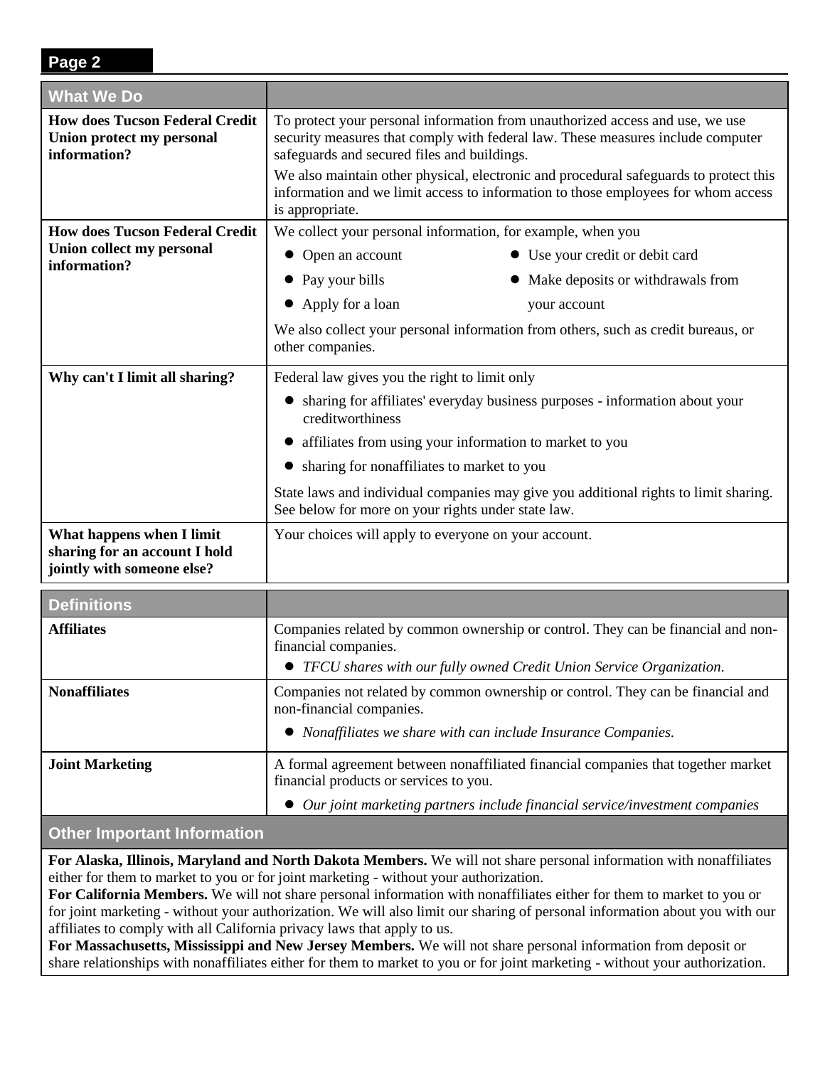| What We Do | |
|---|---|
| **How does Tucson Federal Credit Union protect my personal information?** | To protect your personal information from unauthorized access and use, we use security measures that comply with federal law. These measures include computer safeguards and secured files and buildings.<br><br>We also maintain other physical, electronic and procedural safeguards to protect this information and we limit access to information to those employees for whom access is appropriate. |
| **How does Tucson Federal Credit Union collect my personal information?** | We collect your personal information, for example, when you<br>• Open an account<br>• Pay your bills<br>• Apply for a loan<br>• Use your credit or debit card<br>• Make deposits or withdrawals from your account<br><br>We also collect your personal information from others, such as credit bureaus, or other companies. |
| **Why can't I limit all sharing?** | Federal law gives you the right to limit only<br>• sharing for affiliates' everyday business purposes - information about your creditworthiness<br>• affiliates from using your information to market to you<br>• sharing for nonaffiliates to market to you<br><br>State laws and individual companies may give you additional rights to limit sharing. See below for more on your rights under state law. |
| **What happens when I limit sharing for an account I hold jointly with someone else?** | Your choices will apply to everyone on your account. |

| Definitions | |
|---|---|
| **Affiliates** | Companies related by common ownership or control. They can be financial and non-financial companies.<br>• *TFCU shares with our fully owned Credit Union Service Organization.* |
| **Nonaffiliates** | Companies not related by common ownership or control. They can be financial and non-financial companies.<br>• *Nonaffiliates we share with can include Insurance Companies.* |
| **Joint Marketing** | A formal agreement between nonaffiliated financial companies that together market financial products or services to you.<br>• *Our joint marketing partners include financial service/investment companies* |

## Other Important Information

**For Alaska, Illinois, Maryland and North Dakota Members.** We will not share personal information with nonaffiliates either for them to market to you or for joint marketing - without your authorization.

**For California Members.** We will not share personal information with nonaffiliates either for them to market to you or for joint marketing - without your authorization. We will also limit our sharing of personal information about you with our affiliates to comply with all California privacy laws that apply to us.

**For Massachusetts, Mississippi and New Jersey Members.** We will not share personal information from deposit or share relationships with nonaffiliates either for them to market to you or for joint marketing - without your authorization.